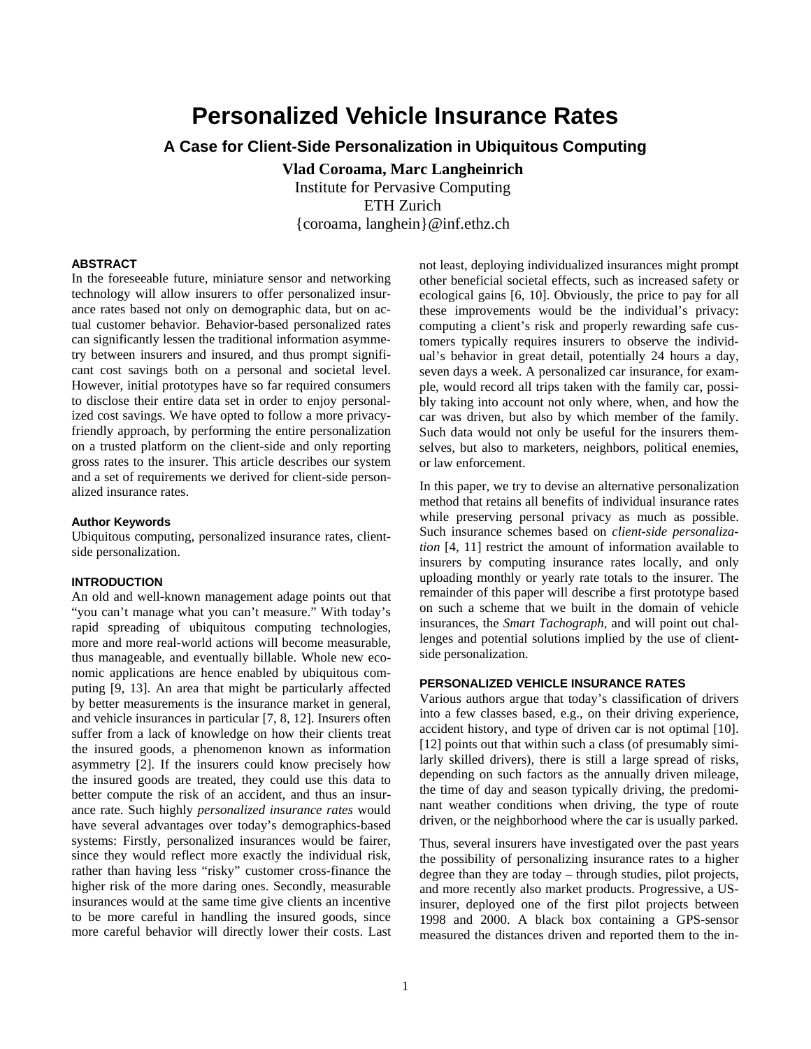# Personalized Vehicle Insurance Rates

## A Case for Client-Side Personalization in Ubiquitous Computing

**Vlad Coroama, Marc Langheinrich**
Institute for Pervasive Computing
ETH Zurich
{coroama, langhein}@inf.ethz.ch

### ABSTRACT

In the foreseeable future, miniature sensor and networking technology will allow insurers to offer personalized insurance rates based not only on demographic data, but on actual customer behavior. Behavior-based personalized rates can significantly lessen the traditional information asymmetry between insurers and insured, and thus prompt significant cost savings both on a personal and societal level. However, initial prototypes have so far required consumers to disclose their entire data set in order to enjoy personalized cost savings. We have opted to follow a more privacy-friendly approach, by performing the entire personalization on a trusted platform on the client-side and only reporting gross rates to the insurer. This article describes our system and a set of requirements we derived for client-side personalized insurance rates.

#### Author Keywords

Ubiquitous computing, personalized insurance rates, client-side personalization.

### INTRODUCTION

An old and well-known management adage points out that "you can't manage what you can't measure." With today's rapid spreading of ubiquitous computing technologies, more and more real-world actions will become measurable, thus manageable, and eventually billable. Whole new economic applications are hence enabled by ubiquitous computing [9, 13]. An area that might be particularly affected by better measurements is the insurance market in general, and vehicle insurances in particular [7, 8, 12]. Insurers often suffer from a lack of knowledge on how their clients treat the insured goods, a phenomenon known as information asymmetry [2]. If the insurers could know precisely how the insured goods are treated, they could use this data to better compute the risk of an accident, and thus an insurance rate. Such highly *personalized insurance rates* would have several advantages over today's demographics-based systems: Firstly, personalized insurances would be fairer, since they would reflect more exactly the individual risk, rather than having less "risky" customer cross-finance the higher risk of the more daring ones. Secondly, measurable insurances would at the same time give clients an incentive to be more careful in handling the insured goods, since more careful behavior will directly lower their costs. Last not least, deploying individualized insurances might prompt other beneficial societal effects, such as increased safety or ecological gains [6, 10]. Obviously, the price to pay for all these improvements would be the individual's privacy: computing a client's risk and properly rewarding safe customers typically requires insurers to observe the individual's behavior in great detail, potentially 24 hours a day, seven days a week. A personalized car insurance, for example, would record all trips taken with the family car, possibly taking into account not only where, when, and how the car was driven, but also by which member of the family. Such data would not only be useful for the insurers themselves, but also to marketers, neighbors, political enemies, or law enforcement.

In this paper, we try to devise an alternative personalization method that retains all benefits of individual insurance rates while preserving personal privacy as much as possible. Such insurance schemes based on *client-side personalization* [4, 11] restrict the amount of information available to insurers by computing insurance rates locally, and only uploading monthly or yearly rate totals to the insurer. The remainder of this paper will describe a first prototype based on such a scheme that we built in the domain of vehicle insurances, the *Smart Tachograph*, and will point out challenges and potential solutions implied by the use of client-side personalization.

### PERSONALIZED VEHICLE INSURANCE RATES

Various authors argue that today's classification of drivers into a few classes based, e.g., on their driving experience, accident history, and type of driven car is not optimal [10]. [12] points out that within such a class (of presumably similarly skilled drivers), there is still a large spread of risks, depending on such factors as the annually driven mileage, the time of day and season typically driving, the predominant weather conditions when driving, the type of route driven, or the neighborhood where the car is usually parked.

Thus, several insurers have investigated over the past years the possibility of personalizing insurance rates to a higher degree than they are today – through studies, pilot projects, and more recently also market products. Progressive, a US-insurer, deployed one of the first pilot projects between 1998 and 2000. A black box containing a GPS-sensor measured the distances driven and reported them to the in-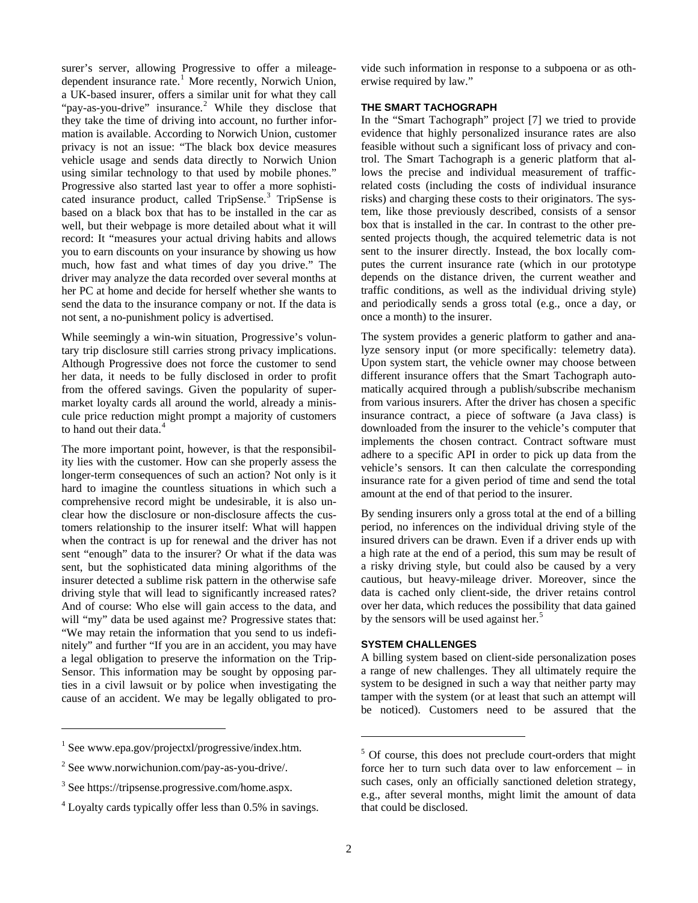surer's server, allowing Progressive to offer a mileage-dependent insurance rate.[1] More recently, Norwich Union, a UK-based insurer, offers a similar unit for what they call "pay-as-you-drive" insurance.[2] While they disclose that they take the time of driving into account, no further information is available. According to Norwich Union, customer privacy is not an issue: "The black box device measures vehicle usage and sends data directly to Norwich Union using similar technology to that used by mobile phones." Progressive also started last year to offer a more sophisticated insurance product, called TripSense.[3] TripSense is based on a black box that has to be installed in the car as well, but their webpage is more detailed about what it will record: It "measures your actual driving habits and allows you to earn discounts on your insurance by showing us how much, how fast and what times of day you drive." The driver may analyze the data recorded over several months at her PC at home and decide for herself whether she wants to send the data to the insurance company or not. If the data is not sent, a no-punishment policy is advertised.

While seemingly a win-win situation, Progressive's voluntary trip disclosure still carries strong privacy implications. Although Progressive does not force the customer to send her data, it needs to be fully disclosed in order to profit from the offered savings. Given the popularity of supermarket loyalty cards all around the world, already a miniscule price reduction might prompt a majority of customers to hand out their data.[4]

The more important point, however, is that the responsibility lies with the customer. How can she properly assess the longer-term consequences of such an action? Not only is it hard to imagine the countless situations in which such a comprehensive record might be undesirable, it is also unclear how the disclosure or non-disclosure affects the customers relationship to the insurer itself: What will happen when the contract is up for renewal and the driver has not sent "enough" data to the insurer? Or what if the data was sent, but the sophisticated data mining algorithms of the insurer detected a sublime risk pattern in the otherwise safe driving style that will lead to significantly increased rates? And of course: Who else will gain access to the data, and will "my" data be used against me? Progressive states that: "We may retain the information that you send to us indefinitely" and further "If you are in an accident, you may have a legal obligation to preserve the information on the TripSensor. This information may be sought by opposing parties in a civil lawsuit or by police when investigating the cause of an accident. We may be legally obligated to provide such information in response to a subpoena or as otherwise required by law."

### THE SMART TACHOGRAPH

In the "Smart Tachograph" project [7] we tried to provide evidence that highly personalized insurance rates are also feasible without such a significant loss of privacy and control. The Smart Tachograph is a generic platform that allows the precise and individual measurement of traffic-related costs (including the costs of individual insurance risks) and charging these costs to their originators. The system, like those previously described, consists of a sensor box that is installed in the car. In contrast to the other presented projects though, the acquired telemetric data is not sent to the insurer directly. Instead, the box locally computes the current insurance rate (which in our prototype depends on the distance driven, the current weather and traffic conditions, as well as the individual driving style) and periodically sends a gross total (e.g., once a day, or once a month) to the insurer.

The system provides a generic platform to gather and analyze sensory input (or more specifically: telemetry data). Upon system start, the vehicle owner may choose between different insurance offers that the Smart Tachograph automatically acquired through a publish/subscribe mechanism from various insurers. After the driver has chosen a specific insurance contract, a piece of software (a Java class) is downloaded from the insurer to the vehicle's computer that implements the chosen contract. Contract software must adhere to a specific API in order to pick up data from the vehicle's sensors. It can then calculate the corresponding insurance rate for a given period of time and send the total amount at the end of that period to the insurer.

By sending insurers only a gross total at the end of a billing period, no inferences on the individual driving style of the insured drivers can be drawn. Even if a driver ends up with a high rate at the end of a period, this sum may be result of a risky driving style, but could also be caused by a very cautious, but heavy-mileage driver. Moreover, since the data is cached only client-side, the driver retains control over her data, which reduces the possibility that data gained by the sensors will be used against her.[5]

### SYSTEM CHALLENGES

A billing system based on client-side personalization poses a range of new challenges. They all ultimately require the system to be designed in such a way that neither party may tamper with the system (or at least that such an attempt will be noticed). Customers need to be assured that the

---

[1] See www.epa.gov/projectxl/progressive/index.htm.

[2] See www.norwichunion.com/pay-as-you-drive/.

[3] See https://tripsense.progressive.com/home.aspx.

[4] Loyalty cards typically offer less than 0.5% in savings.

[5] Of course, this does not preclude court-orders that might force her to turn such data over to law enforcement – in such cases, only an officially sanctioned deletion strategy, e.g., after several months, might limit the amount of data that could be disclosed.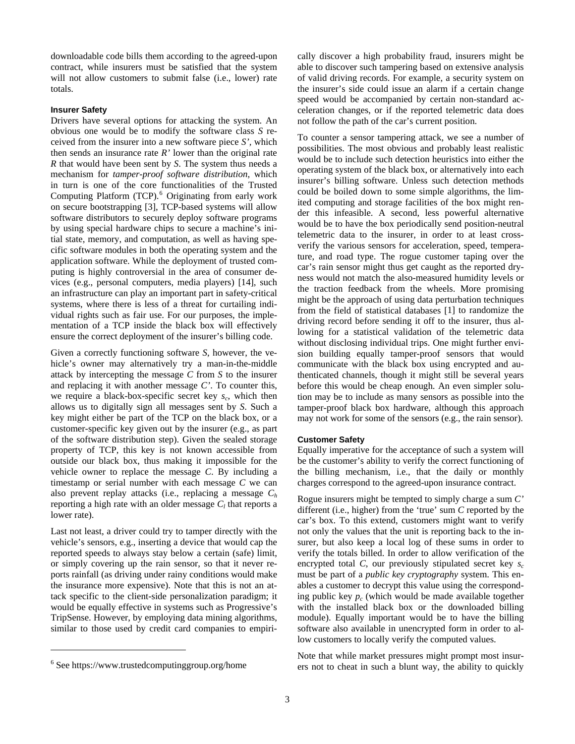downloadable code bills them according to the agreed-upon contract, while insurers must be satisfied that the system will not allow customers to submit false (i.e., lower) rate totals.

#### Insurer Safety

Drivers have several options for attacking the system. An obvious one would be to modify the software class *S* received from the insurer into a new software piece *S'*, which then sends an insurance rate *R'* lower than the original rate *R* that would have been sent by *S*. The system thus needs a mechanism for *tamper-proof software distribution*, which in turn is one of the core functionalities of the Trusted Computing Platform (TCP).[6] Originating from early work on secure bootstrapping [3], TCP-based systems will allow software distributors to securely deploy software programs by using special hardware chips to secure a machine's initial state, memory, and computation, as well as having specific software modules in both the operating system and the application software. While the deployment of trusted computing is highly controversial in the area of consumer devices (e.g., personal computers, media players) [14], such an infrastructure can play an important part in safety-critical systems, where there is less of a threat for curtailing individual rights such as fair use. For our purposes, the implementation of a TCP inside the black box will effectively ensure the correct deployment of the insurer's billing code.

Given a correctly functioning software *S*, however, the vehicle's owner may alternatively try a man-in-the-middle attack by intercepting the message *C* from *S* to the insurer and replacing it with another message *C'*. To counter this, we require a black-box-specific secret key $s_c$, which then allows us to digitally sign all messages sent by *S*. Such a key might either be part of the TCP on the black box, or a customer-specific key given out by the insurer (e.g., as part of the software distribution step). Given the sealed storage property of TCP, this key is not known accessible from outside our black box, thus making it impossible for the vehicle owner to replace the message *C*. By including a timestamp or serial number with each message *C* we can also prevent replay attacks (i.e., replacing a message $C_h$ reporting a high rate with an older message $C_l$ that reports a lower rate).

Last not least, a driver could try to tamper directly with the vehicle's sensors, e.g., inserting a device that would cap the reported speeds to always stay below a certain (safe) limit, or simply covering up the rain sensor, so that it never reports rainfall (as driving under rainy conditions would make the insurance more expensive). Note that this is not an attack specific to the client-side personalization paradigm; it would be equally effective in systems such as Progressive's TripSense. However, by employing data mining algorithms, similar to those used by credit card companies to empirically discover a high probability fraud, insurers might be able to discover such tampering based on extensive analysis of valid driving records. For example, a security system on the insurer's side could issue an alarm if a certain change speed would be accompanied by certain non-standard acceleration changes, or if the reported telemetric data does not follow the path of the car's current position.

To counter a sensor tampering attack, we see a number of possibilities. The most obvious and probably least realistic would be to include such detection heuristics into either the operating system of the black box, or alternatively into each insurer's billing software. Unless such detection methods could be boiled down to some simple algorithms, the limited computing and storage facilities of the box might render this infeasible. A second, less powerful alternative would be to have the box periodically send position-neutral telemetric data to the insurer, in order to at least cross-verify the various sensors for acceleration, speed, temperature, and road type. The rogue customer taping over the car's rain sensor might thus get caught as the reported dryness would not match the also-measured humidity levels or the traction feedback from the wheels. More promising might be the approach of using data perturbation techniques from the field of statistical databases [1] to randomize the driving record before sending it off to the insurer, thus allowing for a statistical validation of the telemetric data without disclosing individual trips. One might further envision building equally tamper-proof sensors that would communicate with the black box using encrypted and authenticated channels, though it might still be several years before this would be cheap enough. An even simpler solution may be to include as many sensors as possible into the tamper-proof black box hardware, although this approach may not work for some of the sensors (e.g., the rain sensor).

#### Customer Safety

Equally imperative for the acceptance of such a system will be the customer's ability to verify the correct functioning of the billing mechanism, i.e., that the daily or monthly charges correspond to the agreed-upon insurance contract.

Rogue insurers might be tempted to simply charge a sum *C'* different (i.e., higher) from the 'true' sum *C* reported by the car's box. To this extend, customers might want to verify not only the values that the unit is reporting back to the insurer, but also keep a local log of these sums in order to verify the totals billed. In order to allow verification of the encrypted total *C*, our previously stipulated secret key $s_c$ must be part of a *public key cryptography* system. This enables a customer to decrypt this value using the corresponding public key $p_c$ (which would be made available together with the installed black box or the downloaded billing module). Equally important would be to have the billing software also available in unencrypted form in order to allow customers to locally verify the computed values.

Note that while market pressures might prompt most insurers not to cheat in such a blunt way, the ability to quickly

[6] See https://www.trustedcomputinggroup.org/home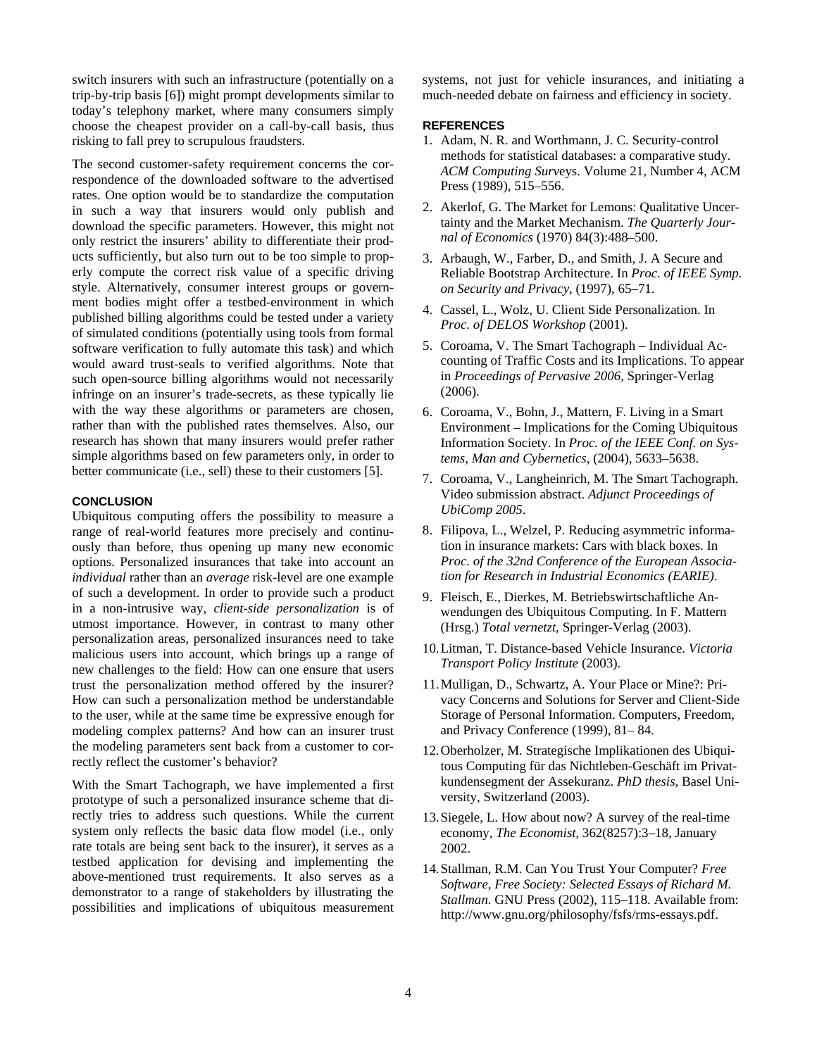switch insurers with such an infrastructure (potentially on a trip-by-trip basis [6]) might prompt developments similar to today's telephony market, where many consumers simply choose the cheapest provider on a call-by-call basis, thus risking to fall prey to scrupulous fraudsters.

The second customer-safety requirement concerns the correspondence of the downloaded software to the advertised rates. One option would be to standardize the computation in such a way that insurers would only publish and download the specific parameters. However, this might not only restrict the insurers' ability to differentiate their products sufficiently, but also turn out to be too simple to properly compute the correct risk value of a specific driving style. Alternatively, consumer interest groups or government bodies might offer a testbed-environment in which published billing algorithms could be tested under a variety of simulated conditions (potentially using tools from formal software verification to fully automate this task) and which would award trust-seals to verified algorithms. Note that such open-source billing algorithms would not necessarily infringe on an insurer's trade-secrets, as these typically lie with the way these algorithms or parameters are chosen, rather than with the published rates themselves. Also, our research has shown that many insurers would prefer rather simple algorithms based on few parameters only, in order to better communicate (i.e., sell) these to their customers [5].

## CONCLUSION

Ubiquitous computing offers the possibility to measure a range of real-world features more precisely and continuously than before, thus opening up many new economic options. Personalized insurances that take into account an *individual* rather than an *average* risk-level are one example of such a development. In order to provide such a product in a non-intrusive way, *client-side personalization* is of utmost importance. However, in contrast to many other personalization areas, personalized insurances need to take malicious users into account, which brings up a range of new challenges to the field: How can one ensure that users trust the personalization method offered by the insurer? How can such a personalization method be understandable to the user, while at the same time be expressive enough for modeling complex patterns? And how can an insurer trust the modeling parameters sent back from a customer to correctly reflect the customer's behavior?

With the Smart Tachograph, we have implemented a first prototype of such a personalized insurance scheme that directly tries to address such questions. While the current system only reflects the basic data flow model (i.e., only rate totals are being sent back to the insurer), it serves as a testbed application for devising and implementing the above-mentioned trust requirements. It also serves as a demonstrator to a range of stakeholders by illustrating the possibilities and implications of ubiquitous measurement systems, not just for vehicle insurances, and initiating a much-needed debate on fairness and efficiency in society.

## REFERENCES

1. Adam, N. R. and Worthmann, J. C. Security-control methods for statistical databases: a comparative study. *ACM Computing Surv*eys. Volume 21, Number 4, ACM Press (1989), 515–556.
2. Akerlof, G. The Market for Lemons: Qualitative Uncertainty and the Market Mechanism. *The Quarterly Journal of Economics* (1970) 84(3):488–500.
3. Arbaugh, W., Farber, D., and Smith, J. A Secure and Reliable Bootstrap Architecture. In *Proc. of IEEE Symp. on Security and Privacy*, (1997), 65–71.
4. Cassel, L., Wolz, U. Client Side Personalization. In *Proc. of DELOS Workshop* (2001).
5. Coroama, V. The Smart Tachograph – Individual Accounting of Traffic Costs and its Implications. To appear in *Proceedings of Pervasive 2006*, Springer-Verlag (2006).
6. Coroama, V., Bohn, J., Mattern, F. Living in a Smart Environment – Implications for the Coming Ubiquitous Information Society. In *Proc. of the IEEE Conf. on Systems, Man and Cybernetics*, (2004), 5633–5638.
7. Coroama, V., Langheinrich, M. The Smart Tachograph. Video submission abstract. *Adjunct Proceedings of UbiComp 2005*.
8. Filipova, L., Welzel, P. Reducing asymmetric information in insurance markets: Cars with black boxes. In *Proc. of the 32nd Conference of the European Association for Research in Industrial Economics (EARIE)*.
9. Fleisch, E., Dierkes, M. Betriebswirtschaftliche Anwendungen des Ubiquitous Computing. In F. Mattern (Hrsg.) *Total vernetzt*, Springer-Verlag (2003).
10. Litman, T. Distance-based Vehicle Insurance. *Victoria Transport Policy Institute* (2003).
11. Mulligan, D., Schwartz, A. Your Place or Mine?: Privacy Concerns and Solutions for Server and Client-Side Storage of Personal Information. Computers, Freedom, and Privacy Conference (1999), 81– 84.
12. Oberholzer, M. Strategische Implikationen des Ubiquitous Computing für das Nichtleben-Geschäft im Privatkundensegment der Assekuranz. *PhD thesis*, Basel University, Switzerland (2003).
13. Siegele, L. How about now? A survey of the real-time economy, *The Economist*, 362(8257):3–18, January 2002.
14. Stallman, R.M. Can You Trust Your Computer? *Free Software, Free Society: Selected Essays of Richard M. Stallman*. GNU Press (2002), 115–118. Available from: http://www.gnu.org/philosophy/fsfs/rms-essays.pdf.